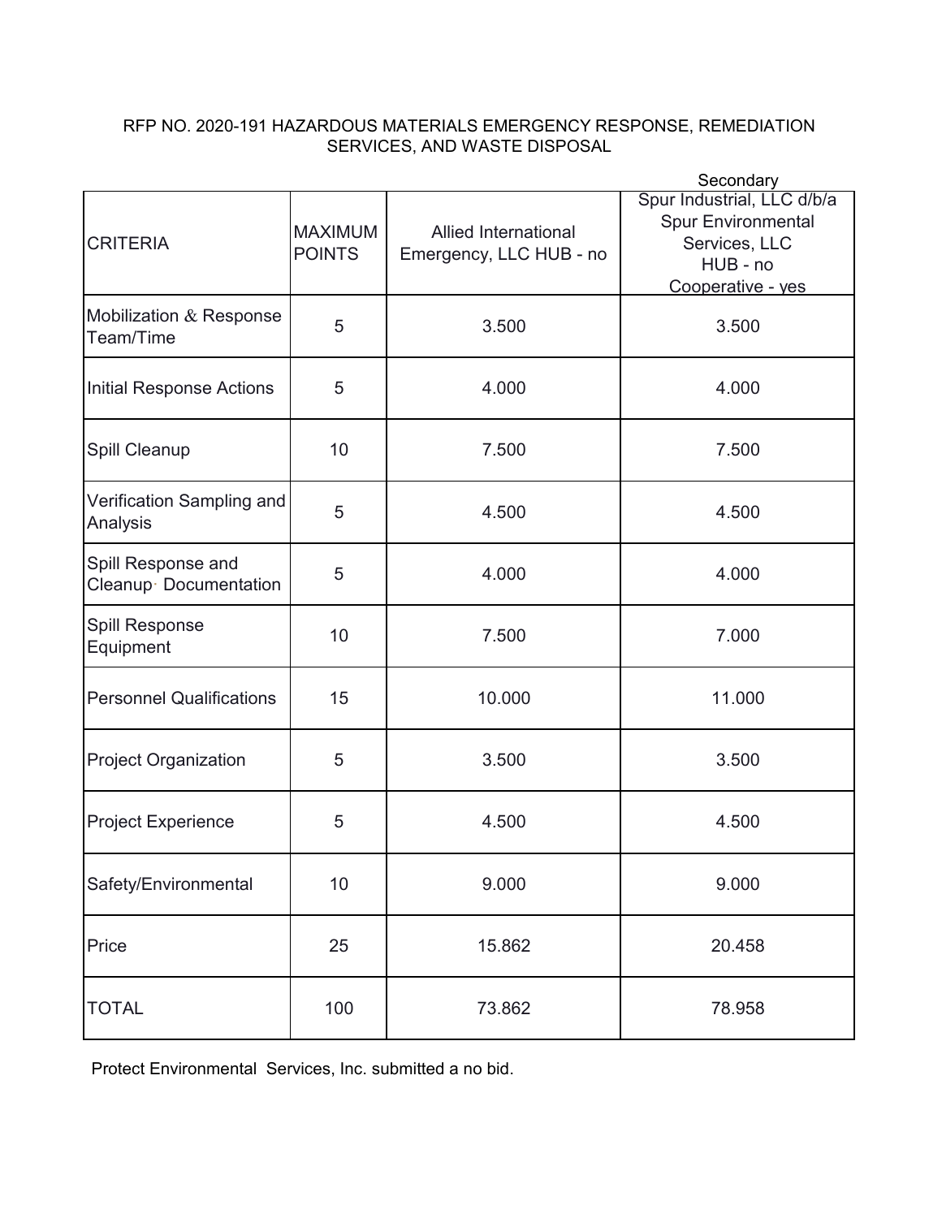RFP NO. 2020-191 HAZARDOUS MATERIALS EMERGENCY RESPONSE, REMEDIATION SERVICES, AND WASTE DISPOSAL

| CRITERIA | MAXIMUM POINTS | Allied International Emergency, LLC HUB - no | Secondary<br>Spur Industrial, LLC d/b/a Spur Environmental Services, LLC<br>HUB - no<br>Cooperative - yes |
|---|---|---|---|
| Mobilization & Response Team/Time | 5 | 3.500 | 3.500 |
| Initial Response Actions | 5 | 4.000 | 4.000 |
| Spill Cleanup | 10 | 7.500 | 7.500 |
| Verification Sampling and Analysis | 5 | 4.500 | 4.500 |
| Spill Response and Cleanup Documentation | 5 | 4.000 | 4.000 |
| Spill Response Equipment | 10 | 7.500 | 7.000 |
| Personnel Qualifications | 15 | 10.000 | 11.000 |
| Project Organization | 5 | 3.500 | 3.500 |
| Project Experience | 5 | 4.500 | 4.500 |
| Safety/Environmental | 10 | 9.000 | 9.000 |
| Price | 25 | 15.862 | 20.458 |
| TOTAL | 100 | 73.862 | 78.958 |

Protect Environmental Services, Inc. submitted a no bid.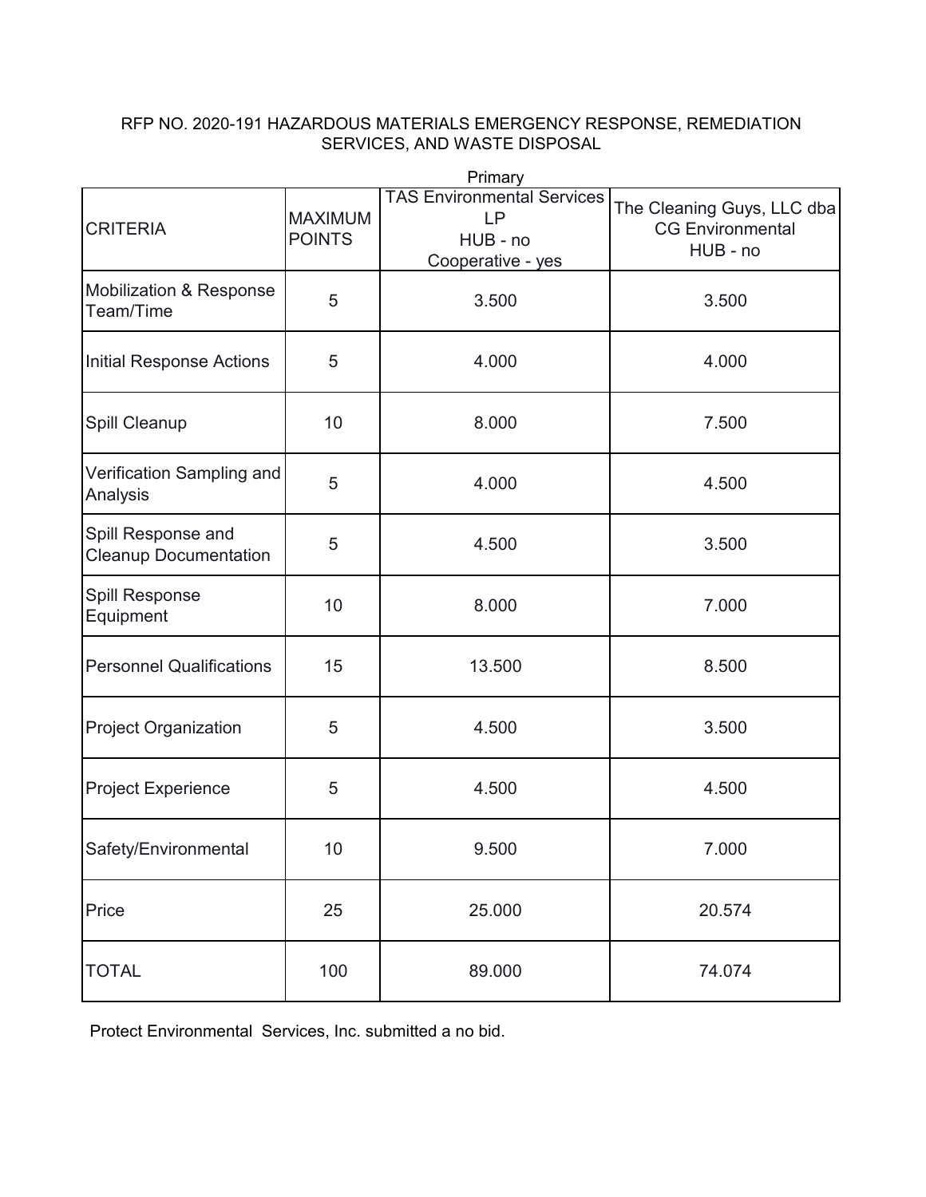RFP NO. 2020-191 HAZARDOUS MATERIALS EMERGENCY RESPONSE, REMEDIATION SERVICES, AND WASTE DISPOSAL

| | | Primary | |
|---|---|---|---|
| CRITERIA | MAXIMUM POINTS | TAS Environmental Services LP<br>HUB - no<br>Cooperative - yes | The Cleaning Guys, LLC dba CG Environmental<br>HUB - no |
| Mobilization & Response Team/Time | 5 | 3.500 | 3.500 |
| Initial Response Actions | 5 | 4.000 | 4.000 |
| Spill Cleanup | 10 | 8.000 | 7.500 |
| Verification Sampling and Analysis | 5 | 4.000 | 4.500 |
| Spill Response and Cleanup Documentation | 5 | 4.500 | 3.500 |
| Spill Response Equipment | 10 | 8.000 | 7.000 |
| Personnel Qualifications | 15 | 13.500 | 8.500 |
| Project Organization | 5 | 4.500 | 3.500 |
| Project Experience | 5 | 4.500 | 4.500 |
| Safety/Environmental | 10 | 9.500 | 7.000 |
| Price | 25 | 25.000 | 20.574 |
| TOTAL | 100 | 89.000 | 74.074 |

Protect Environmental Services, Inc. submitted a no bid.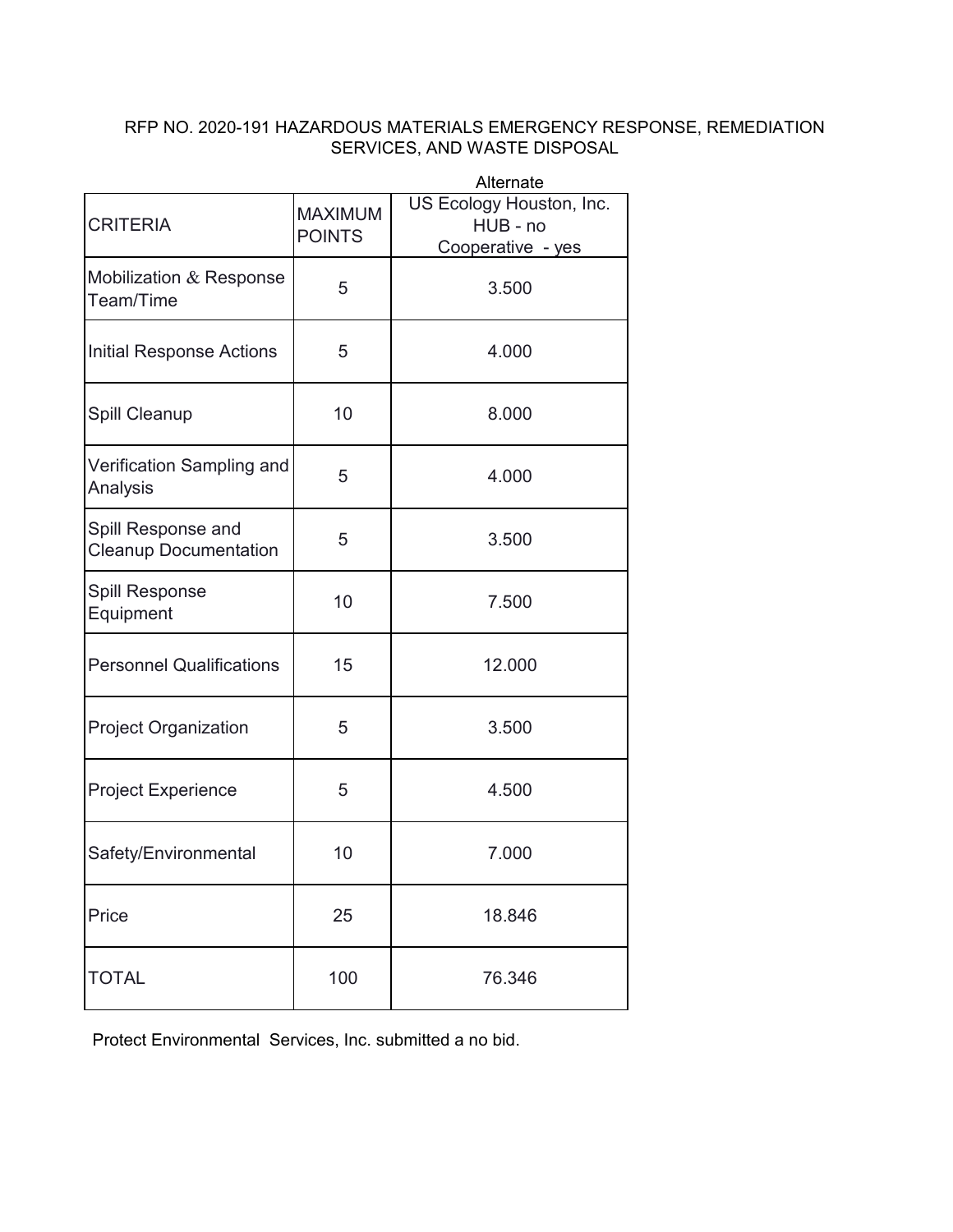RFP NO. 2020-191 HAZARDOUS MATERIALS EMERGENCY RESPONSE, REMEDIATION SERVICES, AND WASTE DISPOSAL

| CRITERIA | MAXIMUM POINTS | Alternate<br>US Ecology Houston, Inc.<br>HUB - no<br>Cooperative - yes |
|---|---|---|
| Mobilization & Response Team/Time | 5 | 3.500 |
| Initial Response Actions | 5 | 4.000 |
| Spill Cleanup | 10 | 8.000 |
| Verification Sampling and Analysis | 5 | 4.000 |
| Spill Response and Cleanup Documentation | 5 | 3.500 |
| Spill Response Equipment | 10 | 7.500 |
| Personnel Qualifications | 15 | 12.000 |
| Project Organization | 5 | 3.500 |
| Project Experience | 5 | 4.500 |
| Safety/Environmental | 10 | 7.000 |
| Price | 25 | 18.846 |
| TOTAL | 100 | 76.346 |

Protect Environmental Services, Inc. submitted a no bid.